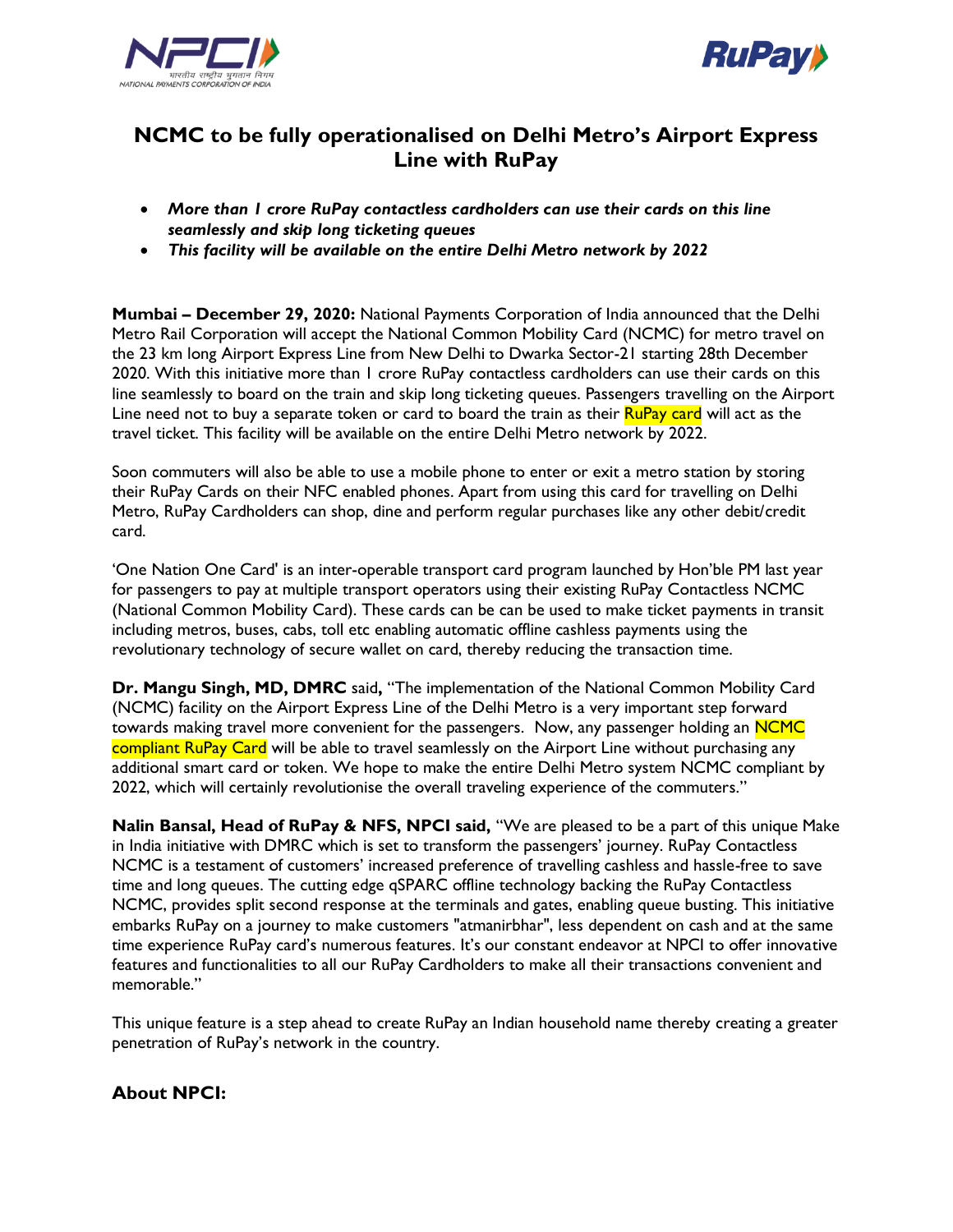# NCMC to be fully operationalised on Delhi Metro's Airport Express Line with RuPay

- ***More than 1 crore RuPay contactless cardholders can use their cards on this line seamlessly and skip long ticketing queues***
- ***This facility will be available on the entire Delhi Metro network by 2022***

**Mumbai – December 29, 2020:** National Payments Corporation of India announced that the Delhi Metro Rail Corporation will accept the National Common Mobility Card (NCMC) for metro travel on the 23 km long Airport Express Line from New Delhi to Dwarka Sector-21 starting 28th December 2020. With this initiative more than 1 crore RuPay contactless cardholders can use their cards on this line seamlessly to board on the train and skip long ticketing queues. Passengers travelling on the Airport Line need not to buy a separate token or card to board the train as their RuPay card will act as the travel ticket. This facility will be available on the entire Delhi Metro network by 2022.

Soon commuters will also be able to use a mobile phone to enter or exit a metro station by storing their RuPay Cards on their NFC enabled phones. Apart from using this card for travelling on Delhi Metro, RuPay Cardholders can shop, dine and perform regular purchases like any other debit/credit card.

'One Nation One Card' is an inter-operable transport card program launched by Hon'ble PM last year for passengers to pay at multiple transport operators using their existing RuPay Contactless NCMC (National Common Mobility Card). These cards can be can be used to make ticket payments in transit including metros, buses, cabs, toll etc enabling automatic offline cashless payments using the revolutionary technology of secure wallet on card, thereby reducing the transaction time.

**Dr. Mangu Singh, MD, DMRC** said**,** "The implementation of the National Common Mobility Card (NCMC) facility on the Airport Express Line of the Delhi Metro is a very important step forward towards making travel more convenient for the passengers. Now, any passenger holding an NCMC compliant RuPay Card will be able to travel seamlessly on the Airport Line without purchasing any additional smart card or token. We hope to make the entire Delhi Metro system NCMC compliant by 2022, which will certainly revolutionise the overall traveling experience of the commuters."

**Nalin Bansal, Head of RuPay & NFS, NPCI said,** "We are pleased to be a part of this unique Make in India initiative with DMRC which is set to transform the passengers' journey. RuPay Contactless NCMC is a testament of customers' increased preference of travelling cashless and hassle-free to save time and long queues. The cutting edge qSPARC offline technology backing the RuPay Contactless NCMC, provides split second response at the terminals and gates, enabling queue busting. This initiative embarks RuPay on a journey to make customers "atmanirbhar", less dependent on cash and at the same time experience RuPay card's numerous features. It's our constant endeavor at NPCI to offer innovative features and functionalities to all our RuPay Cardholders to make all their transactions convenient and memorable."

This unique feature is a step ahead to create RuPay an Indian household name thereby creating a greater penetration of RuPay's network in the country.

## About NPCI: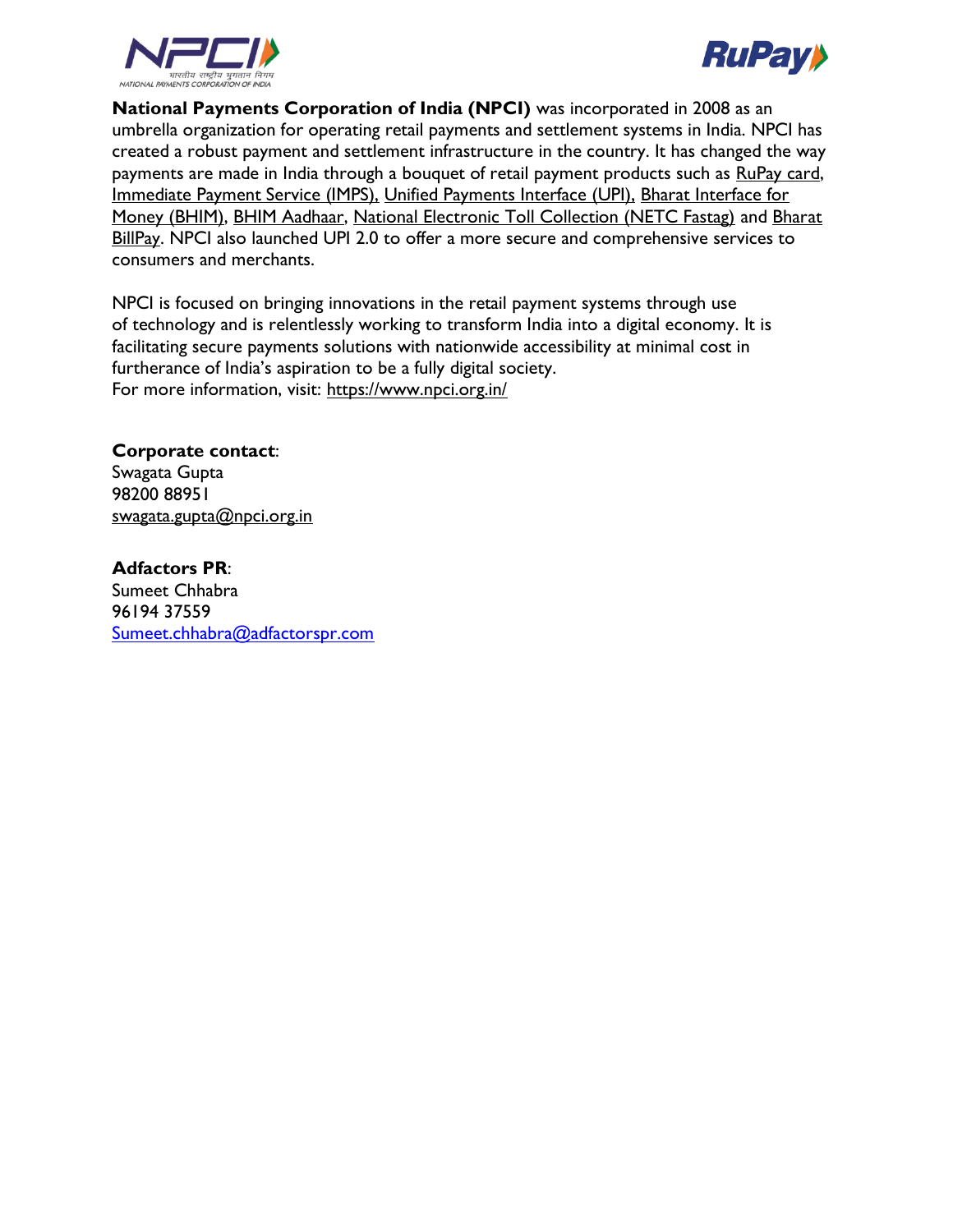**National Payments Corporation of India (NPCI)** was incorporated in 2008 as an umbrella organization for operating retail payments and settlement systems in India. NPCI has created a robust payment and settlement infrastructure in the country. It has changed the way payments are made in India through a bouquet of retail payment products such as RuPay card, Immediate Payment Service (IMPS), Unified Payments Interface (UPI), Bharat Interface for Money (BHIM), BHIM Aadhaar, National Electronic Toll Collection (NETC Fastag) and Bharat BillPay. NPCI also launched UPI 2.0 to offer a more secure and comprehensive services to consumers and merchants.

NPCI is focused on bringing innovations in the retail payment systems through use of technology and is relentlessly working to transform India into a digital economy. It is facilitating secure payments solutions with nationwide accessibility at minimal cost in furtherance of India's aspiration to be a fully digital society.
For more information, visit: https://www.npci.org.in/

**Corporate contact**:
Swagata Gupta
98200 88951
swagata.gupta@npci.org.in

**Adfactors PR**:
Sumeet Chhabra
96194 37559
Sumeet.chhabra@adfactorspr.com